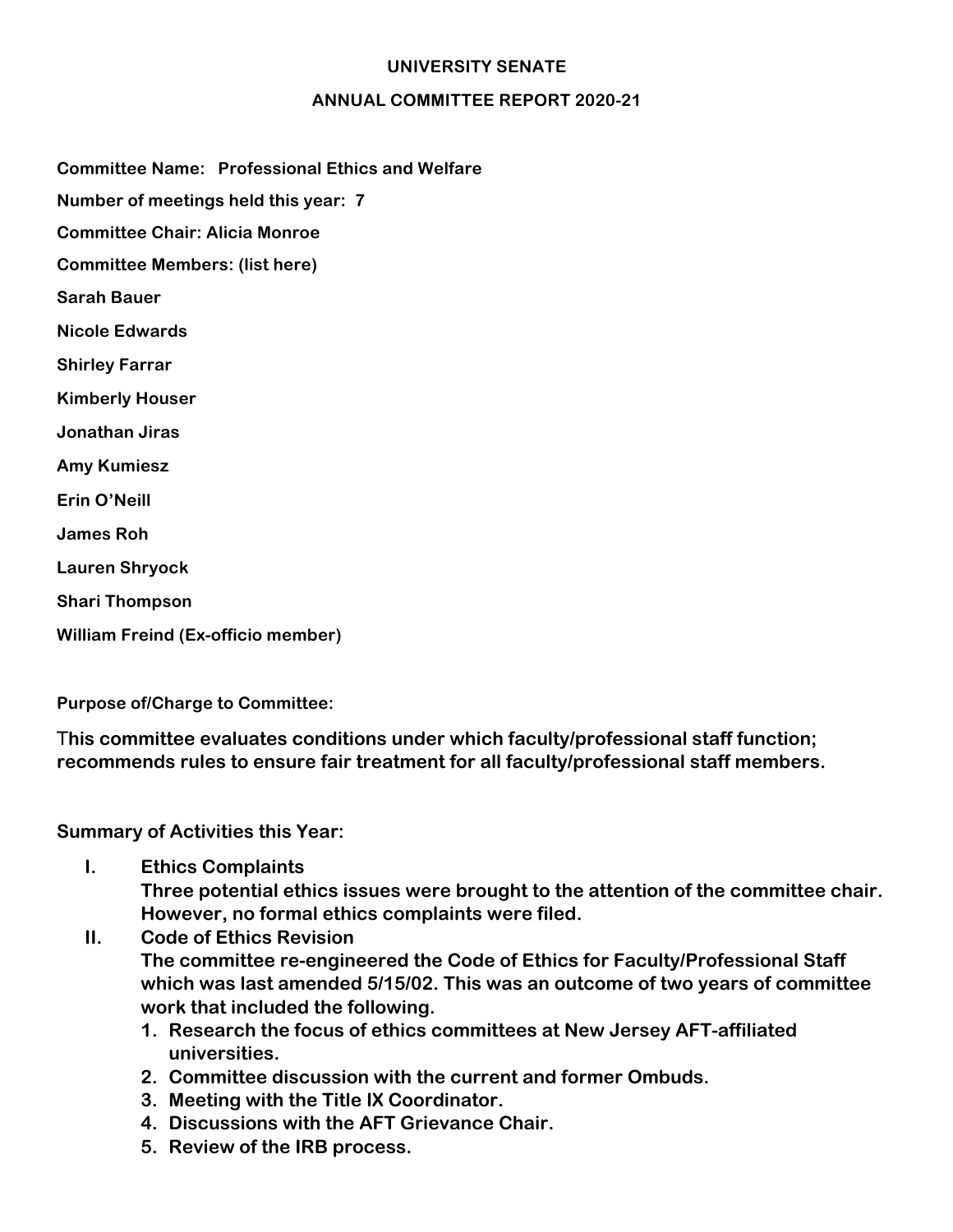**UNIVERSITY SENATE**

**ANNUAL COMMITTEE REPORT 2020-21**

**Committee Name:** Professional Ethics and Welfare

**Number of meetings held this year:** 7

**Committee Chair:** Alicia Monroe

**Committee Members: (list here)**

Sarah Bauer

Nicole Edwards

Shirley Farrar

Kimberly Houser

Jonathan Jiras

Amy Kumiesz

Erin O'Neill

James Roh

Lauren Shryock

Shari Thompson

William Freind (Ex-officio member)

**Purpose of/Charge to Committee:**

This committee evaluates conditions under which faculty/professional staff function; recommends rules to ensure fair treatment for all faculty/professional staff members.

**Summary of Activities this Year:**

I. **Ethics Complaints**
   Three potential ethics issues were brought to the attention of the committee chair. However, no formal ethics complaints were filed.

II. **Code of Ethics Revision**
   The committee re-engineered the Code of Ethics for Faculty/Professional Staff which was last amended 5/15/02. This was an outcome of two years of committee work that included the following.

   1. Research the focus of ethics committees at New Jersey AFT-affiliated universities.
   2. Committee discussion with the current and former Ombuds.
   3. Meeting with the Title IX Coordinator.
   4. Discussions with the AFT Grievance Chair.
   5. Review of the IRB process.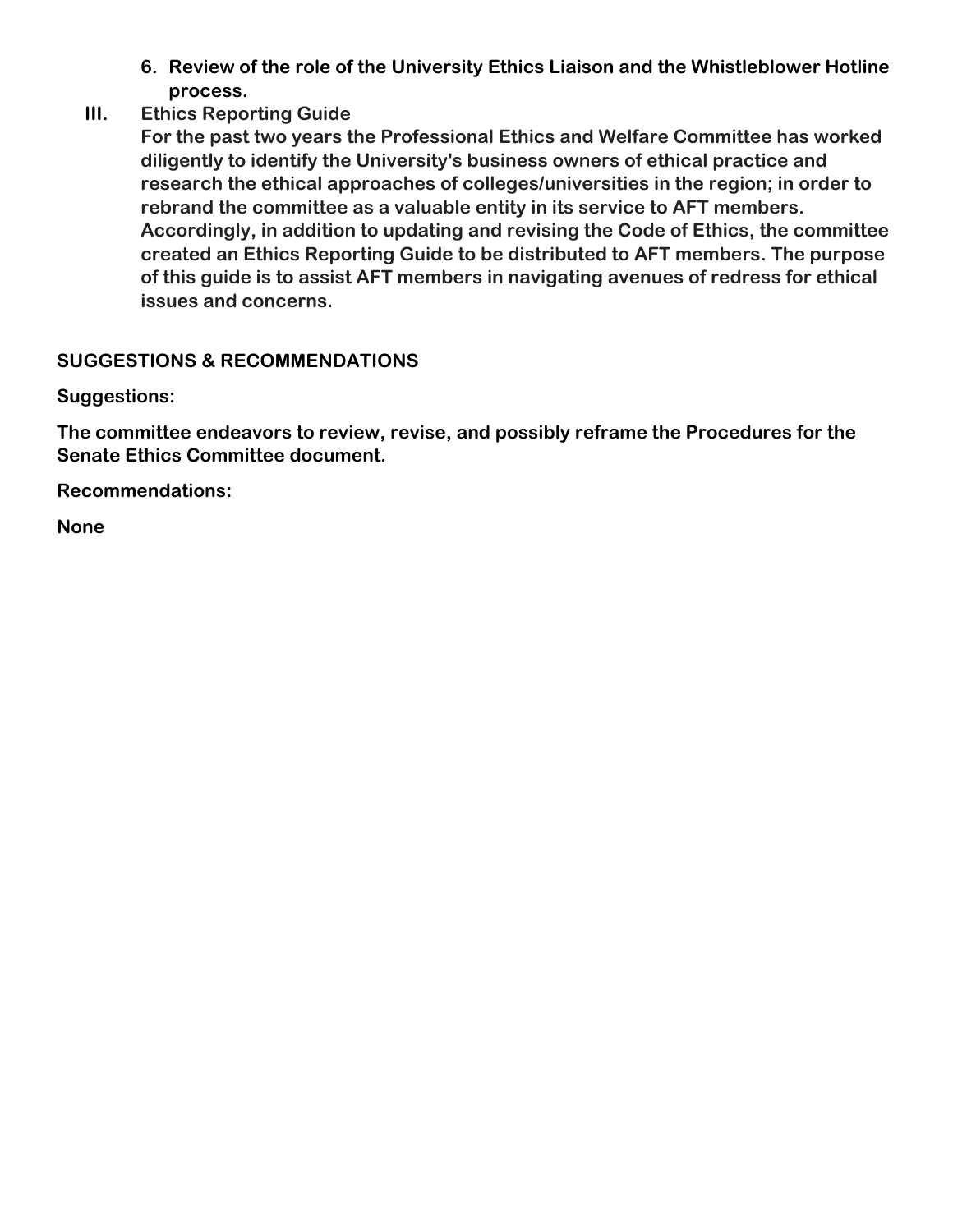6. **Review of the role of the University Ethics Liaison and the Whistleblower Hotline process.**

III. **Ethics Reporting Guide**

**For the past two years the Professional Ethics and Welfare Committee has worked diligently to identify the University's business owners of ethical practice and research the ethical approaches of colleges/universities in the region; in order to rebrand the committee as a valuable entity in its service to AFT members. Accordingly, in addition to updating and revising the Code of Ethics, the committee created an Ethics Reporting Guide to be distributed to AFT members. The purpose of this guide is to assist AFT members in navigating avenues of redress for ethical issues and concerns.**

## SUGGESTIONS & RECOMMENDATIONS

**Suggestions:**

**The committee endeavors to review, revise, and possibly reframe the Procedures for the Senate Ethics Committee document.**

**Recommendations:**

**None**